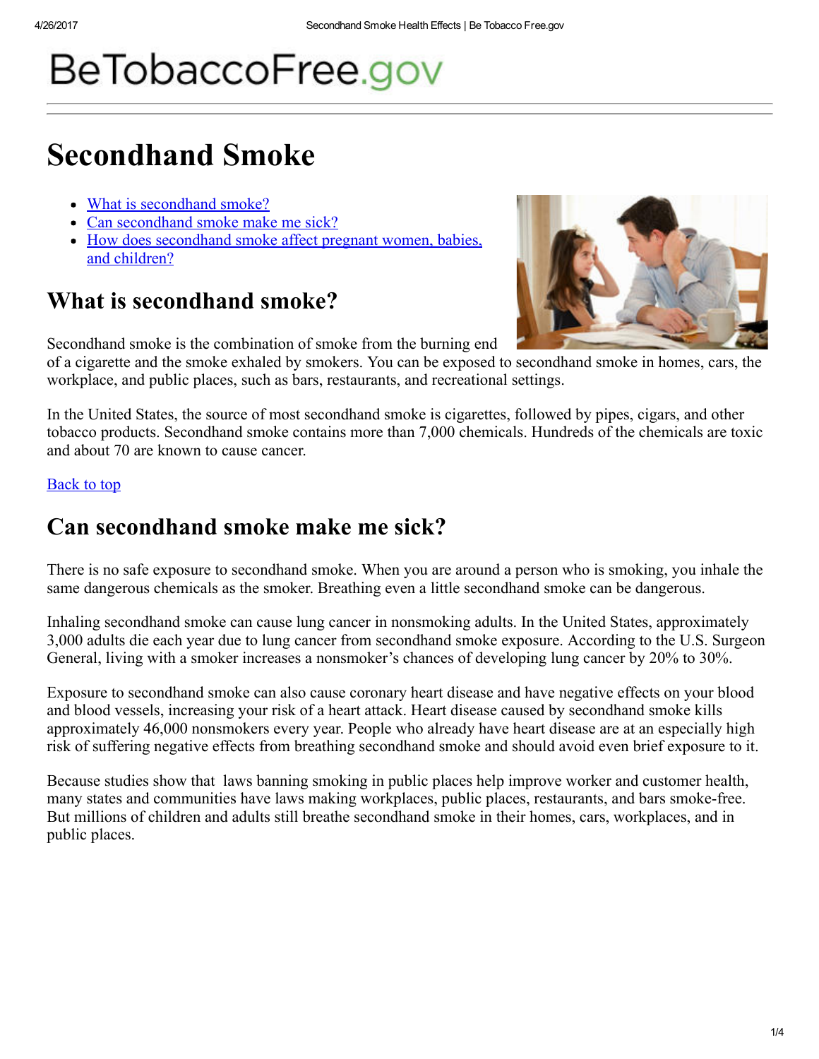# BeTobaccoFree.gov

# Secondhand Smoke

- What is secondhand smoke?
- Can secondhand smoke make me sick?
- How does secondhand smoke affect pregnant women, babies, and children?

## What is secondhand smoke?

Secondhand smoke is the combination of smoke from the burning end of a cigarette and the smoke exhaled by smokers. You can be exposed to secondhand smoke in homes, cars, the workplace, and public places, such as bars, restaurants, and recreational settings.

In the United States, the source of most secondhand smoke is cigarettes, followed by pipes, cigars, and other tobacco products. Secondhand smoke contains more than 7,000 chemicals. Hundreds of the chemicals are toxic and about 70 are known to cause cancer.

Back to top

## Can secondhand smoke make me sick?

There is no safe exposure to secondhand smoke. When you are around a person who is smoking, you inhale the same dangerous chemicals as the smoker. Breathing even a little secondhand smoke can be dangerous.

Inhaling secondhand smoke can cause lung cancer in nonsmoking adults. In the United States, approximately 3,000 adults die each year due to lung cancer from secondhand smoke exposure. According to the U.S. Surgeon General, living with a smoker increases a nonsmoker's chances of developing lung cancer by 20% to 30%.

Exposure to secondhand smoke can also cause coronary heart disease and have negative effects on your blood and blood vessels, increasing your risk of a heart attack. Heart disease caused by secondhand smoke kills approximately 46,000 nonsmokers every year. People who already have heart disease are at an especially high risk of suffering negative effects from breathing secondhand smoke and should avoid even brief exposure to it.

Because studies show that laws banning smoking in public places help improve worker and customer health, many states and communities have laws making workplaces, public places, restaurants, and bars smoke-free. But millions of children and adults still breathe secondhand smoke in their homes, cars, workplaces, and in public places.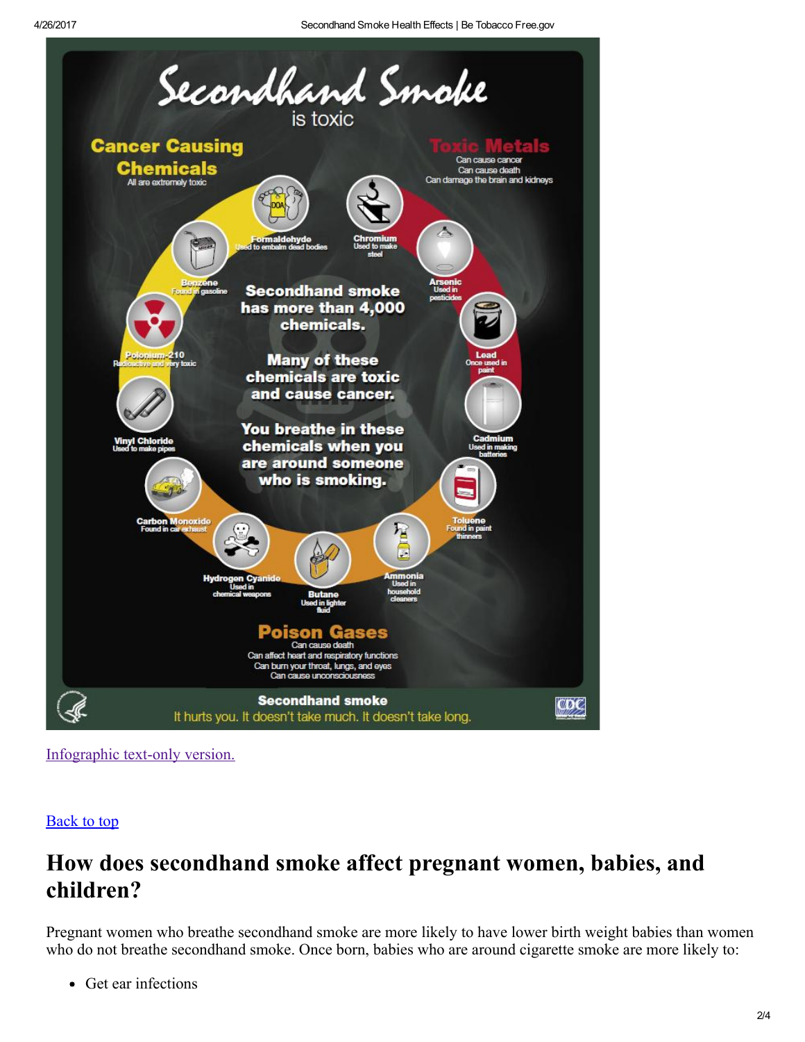# Secondhand Smoke

is toxic

**Cancer Causing Chemicals**

All are extremely toxic

- **Formaldehyde** Used to embalm dead bodies
- **Benzene** Found in gasoline
- **Polonium-210** Radioactive and very toxic
- **Vinyl Chloride** Used to make pipes

**Toxic Metals**

Can cause cancer
Can cause death
Can damage the brain and kidneys

- **Chromium** Used to make steel
- **Arsenic** Used in pesticides
- **Lead** Once used in paint
- **Cadmium** Used in making batteries

**Secondhand smoke has more than 4,000 chemicals.**

**Many of these chemicals are toxic and cause cancer.**

**You breathe in these chemicals when you are around someone who is smoking.**

- **Carbon Monoxide** Found in car exhaust
- **Hydrogen Cyanide** Used in chemical weapons
- **Butane** Used in lighter fluid
- **Ammonia** Used in household cleaners
- **Toluene** Found in paint thinners

**Poison Gases**

Can cause death
Can affect heart and respiratory functions
Can burn your throat, lungs, and eyes
Can cause unconsciousness

**Secondhand smoke**

It hurts you. It doesn't take much. It doesn't take long.

Infographic text-only version.

Back to top

## How does secondhand smoke affect pregnant women, babies, and children?

Pregnant women who breathe secondhand smoke are more likely to have lower birth weight babies than women who do not breathe secondhand smoke. Once born, babies who are around cigarette smoke are more likely to:

- Get ear infections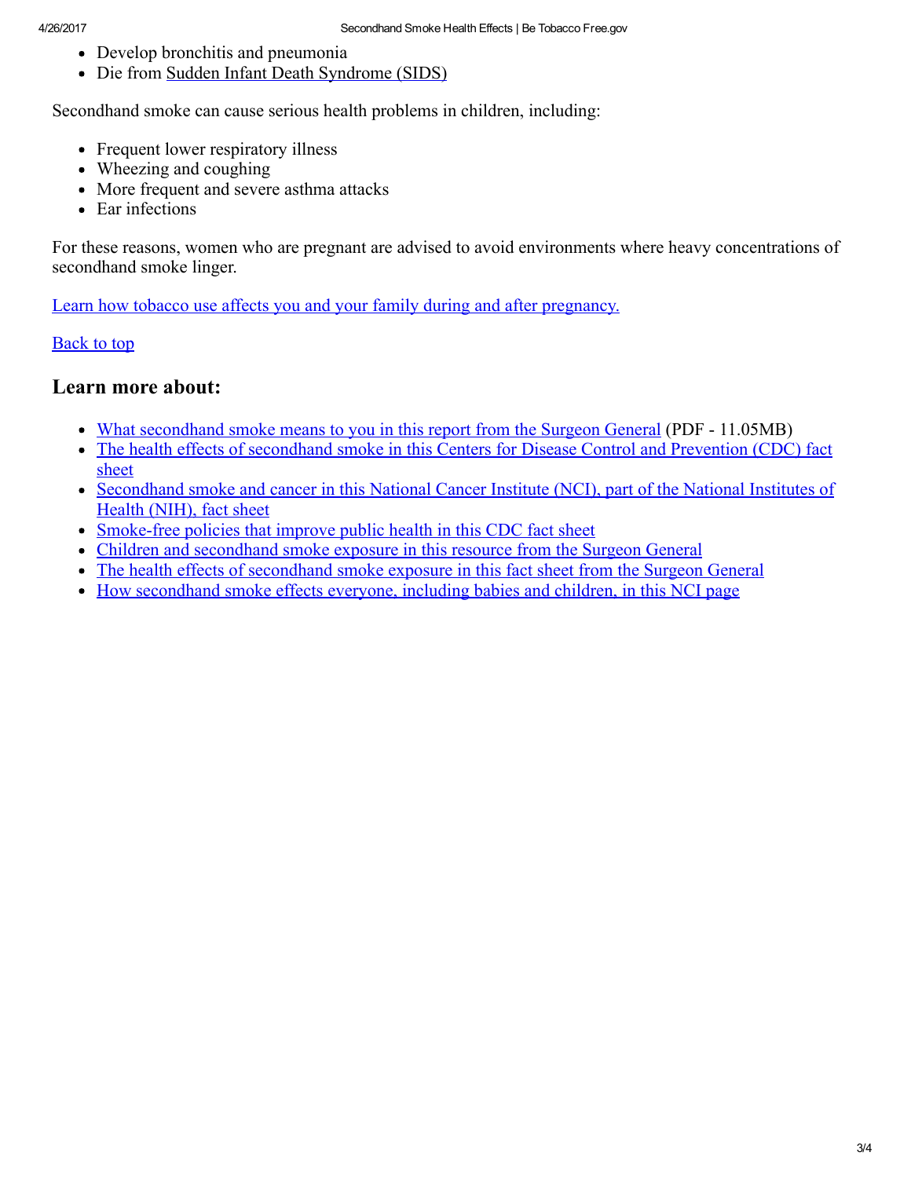- Develop bronchitis and pneumonia
- Die from Sudden Infant Death Syndrome (SIDS)

Secondhand smoke can cause serious health problems in children, including:

- Frequent lower respiratory illness
- Wheezing and coughing
- More frequent and severe asthma attacks
- Ear infections

For these reasons, women who are pregnant are advised to avoid environments where heavy concentrations of secondhand smoke linger.

Learn how tobacco use affects you and your family during and after pregnancy.

Back to top

## Learn more about:

- What secondhand smoke means to you in this report from the Surgeon General (PDF - 11.05MB)
- The health effects of secondhand smoke in this Centers for Disease Control and Prevention (CDC) fact sheet
- Secondhand smoke and cancer in this National Cancer Institute (NCI), part of the National Institutes of Health (NIH), fact sheet
- Smoke-free policies that improve public health in this CDC fact sheet
- Children and secondhand smoke exposure in this resource from the Surgeon General
- The health effects of secondhand smoke exposure in this fact sheet from the Surgeon General
- How secondhand smoke effects everyone, including babies and children, in this NCI page